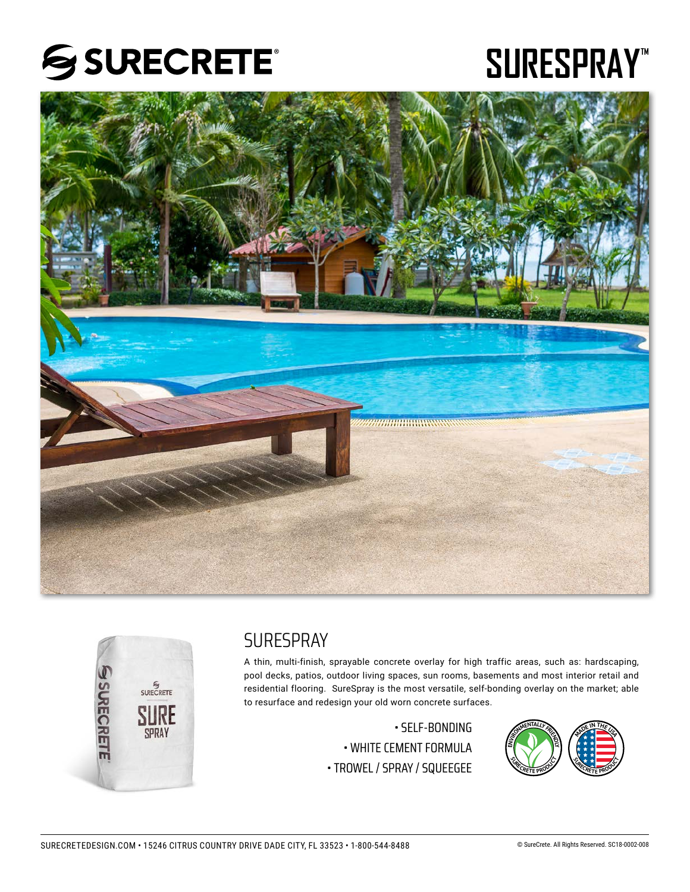SURECRETE®

# SURESPRAY™

## SURESPRAY

A thin, multi-finish, sprayable concrete overlay for high traffic areas, such as: hardscaping, pool decks, patios, outdoor living spaces, sun rooms, basements and most interior retail and residential flooring. SureSpray is the most versatile, self-bonding overlay on the market; able to resurface and redesign your old worn concrete surfaces.

- SELF-BONDING
- WHITE CEMENT FORMULA
- TROWEL / SPRAY / SQUEEGEE

SURECRETEDESIGN.COM • 15246 CITRUS COUNTRY DRIVE DADE CITY, FL 33523 • 1-800-544-8488

© SureCrete. All Rights Reserved. SC18-0002-008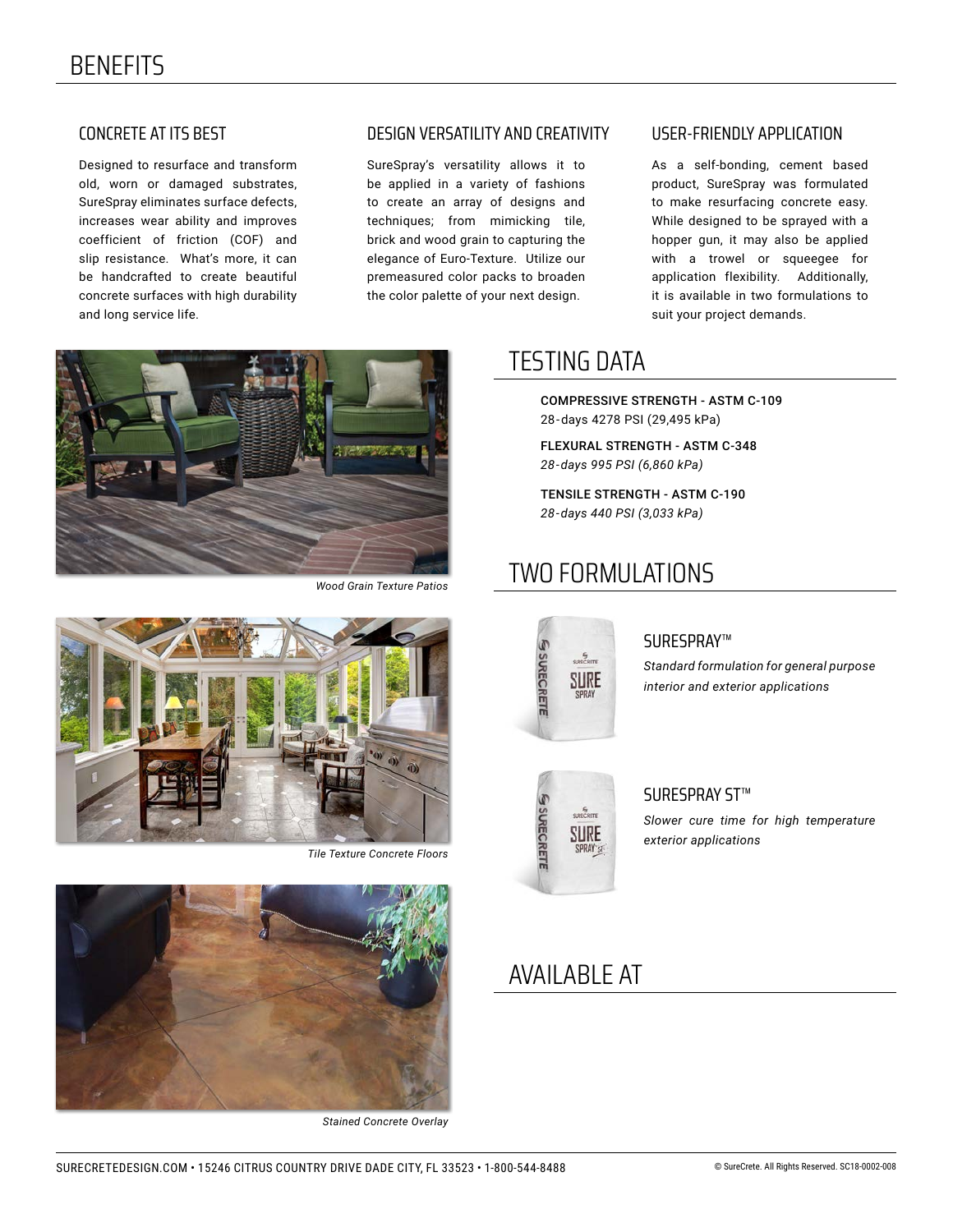# BENEFITS

### CONCRETE AT ITS BEST

Designed to resurface and transform old, worn or damaged substrates, SureSpray eliminates surface defects, increases wear ability and improves coefficient of friction (COF) and slip resistance. What's more, it can be handcrafted to create beautiful concrete surfaces with high durability and long service life.

### DESIGN VERSATILITY AND CREATIVITY

SureSpray's versatility allows it to be applied in a variety of fashions to create an array of designs and techniques; from mimicking tile, brick and wood grain to capturing the elegance of Euro-Texture. Utilize our premeasured color packs to broaden the color palette of your next design.

### USER-FRIENDLY APPLICATION

As a self-bonding, cement based product, SureSpray was formulated to make resurfacing concrete easy. While designed to be sprayed with a hopper gun, it may also be applied with a trowel or squeegee for application flexibility. Additionally, it is available in two formulations to suit your project demands.

*Wood Grain Texture Patios*

*Tile Texture Concrete Floors*

*Stained Concrete Overlay*

# TESTING DATA

COMPRESSIVE STRENGTH - ASTM C-109
28-days 4278 PSI (29,495 kPa)

FLEXURAL STRENGTH - ASTM C-348
*28-days 995 PSI (6,860 kPa)*

TENSILE STRENGTH - ASTM C-190
*28-days 440 PSI (3,033 kPa)*

# TWO FORMULATIONS

### SURESPRAY™

*Standard formulation for general purpose interior and exterior applications*

### SURESPRAY ST™

*Slower cure time for high temperature exterior applications*

# AVAILABLE AT

SURECRETEDESIGN.COM • 15246 CITRUS COUNTRY DRIVE DADE CITY, FL 33523 • 1-800-544-8488

© SureCrete. All Rights Reserved. SC18-0002-008